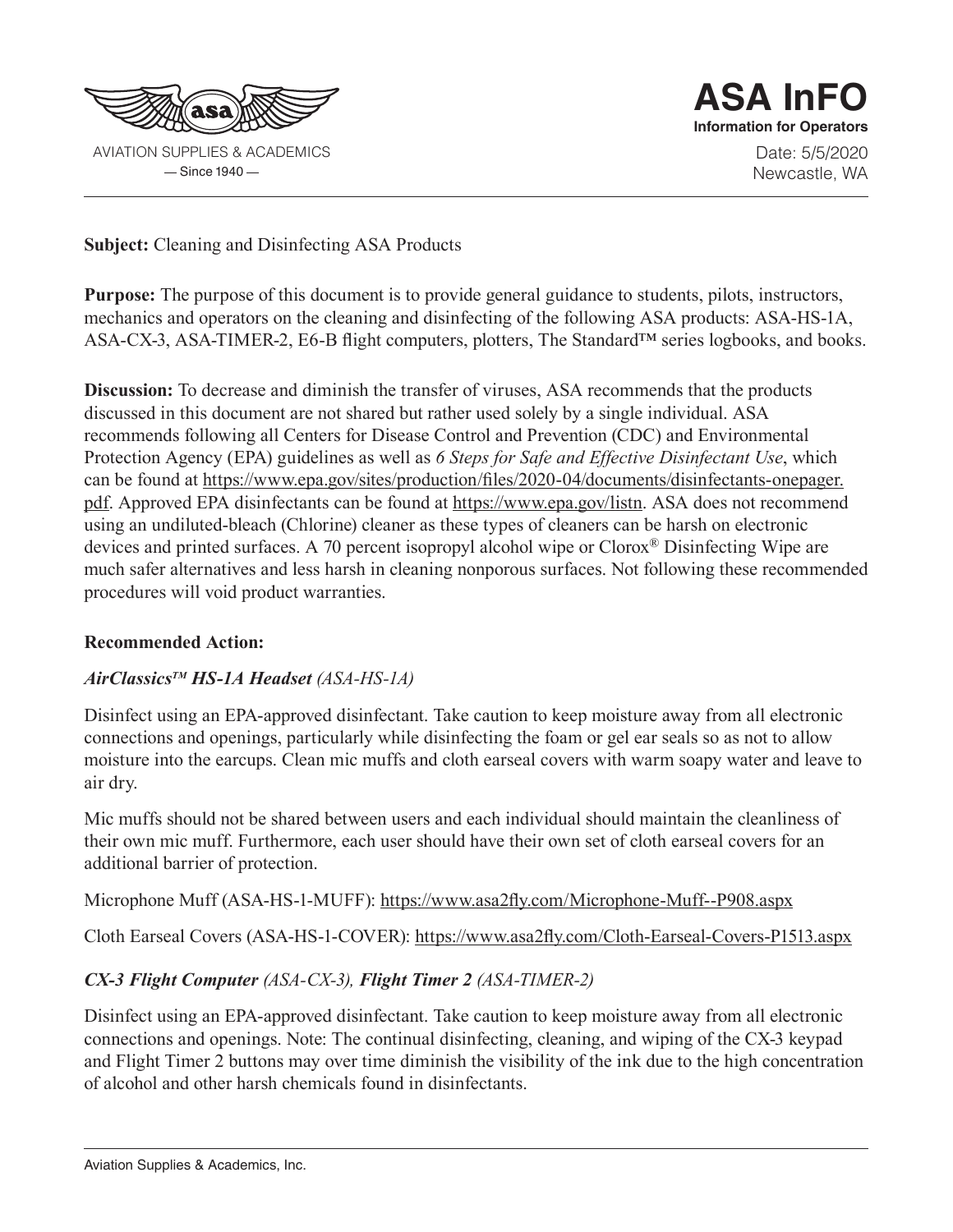AVIATION SUPPLIES & ACADEMICS
— Since 1940 —

# ASA InFO

**Information for Operators**

Date: 5/5/2020
Newcastle, WA

---

**Subject:** Cleaning and Disinfecting ASA Products

**Purpose:** The purpose of this document is to provide general guidance to students, pilots, instructors, mechanics and operators on the cleaning and disinfecting of the following ASA products: ASA-HS-1A, ASA-CX-3, ASA-TIMER-2, E6-B flight computers, plotters, The Standard™ series logbooks, and books.

**Discussion:** To decrease and diminish the transfer of viruses, ASA recommends that the products discussed in this document are not shared but rather used solely by a single individual. ASA recommends following all Centers for Disease Control and Prevention (CDC) and Environmental Protection Agency (EPA) guidelines as well as *6 Steps for Safe and Effective Disinfectant Use*, which can be found at https://www.epa.gov/sites/production/files/2020-04/documents/disinfectants-onepager.pdf. Approved EPA disinfectants can be found at https://www.epa.gov/listn. ASA does not recommend using an undiluted-bleach (Chlorine) cleaner as these types of cleaners can be harsh on electronic devices and printed surfaces. A 70 percent isopropyl alcohol wipe or Clorox® Disinfecting Wipe are much safer alternatives and less harsh in cleaning nonporous surfaces. Not following these recommended procedures will void product warranties.

**Recommended Action:**

***AirClassics™ HS-1A Headset*** *(ASA-HS-1A)*

Disinfect using an EPA-approved disinfectant. Take caution to keep moisture away from all electronic connections and openings, particularly while disinfecting the foam or gel ear seals so as not to allow moisture into the earcups. Clean mic muffs and cloth earseal covers with warm soapy water and leave to air dry.

Mic muffs should not be shared between users and each individual should maintain the cleanliness of their own mic muff. Furthermore, each user should have their own set of cloth earseal covers for an additional barrier of protection.

Microphone Muff (ASA-HS-1-MUFF): https://www.asa2fly.com/Microphone-Muff--P908.aspx

Cloth Earseal Covers (ASA-HS-1-COVER): https://www.asa2fly.com/Cloth-Earseal-Covers-P1513.aspx

***CX-3 Flight Computer*** *(ASA-CX-3),* ***Flight Timer 2*** *(ASA-TIMER-2)*

Disinfect using an EPA-approved disinfectant. Take caution to keep moisture away from all electronic connections and openings. Note: The continual disinfecting, cleaning, and wiping of the CX-3 keypad and Flight Timer 2 buttons may over time diminish the visibility of the ink due to the high concentration of alcohol and other harsh chemicals found in disinfectants.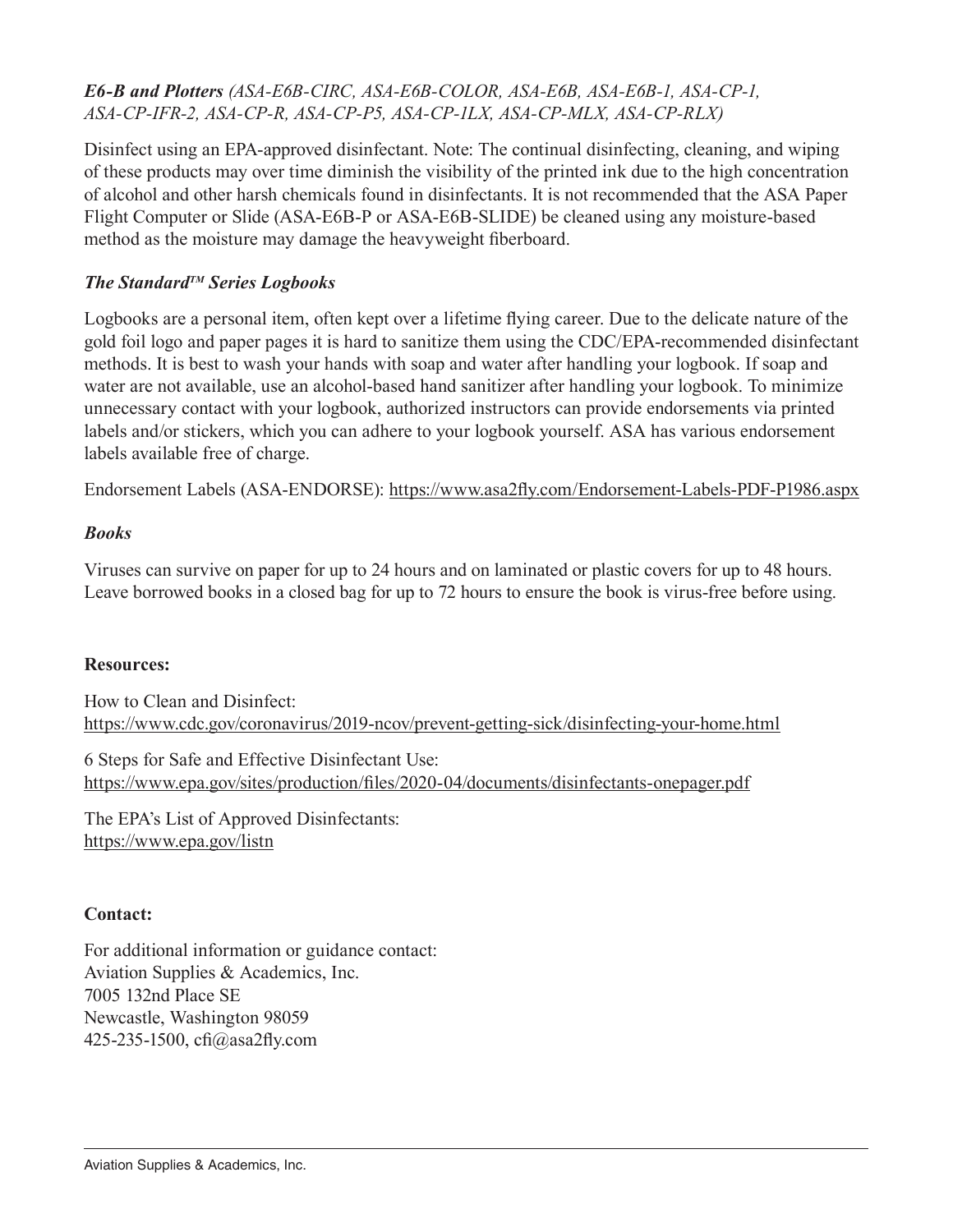***E6-B and Plotters*** *(ASA-E6B-CIRC, ASA-E6B-COLOR, ASA-E6B, ASA-E6B-1, ASA-CP-1, ASA-CP-IFR-2, ASA-CP-R, ASA-CP-P5, ASA-CP-1LX, ASA-CP-MLX, ASA-CP-RLX)*

Disinfect using an EPA-approved disinfectant. Note: The continual disinfecting, cleaning, and wiping of these products may over time diminish the visibility of the printed ink due to the high concentration of alcohol and other harsh chemicals found in disinfectants. It is not recommended that the ASA Paper Flight Computer or Slide (ASA-E6B-P or ASA-E6B-SLIDE) be cleaned using any moisture-based method as the moisture may damage the heavyweight fiberboard.

***The Standard™ Series Logbooks***

Logbooks are a personal item, often kept over a lifetime flying career. Due to the delicate nature of the gold foil logo and paper pages it is hard to sanitize them using the CDC/EPA-recommended disinfectant methods. It is best to wash your hands with soap and water after handling your logbook. If soap and water are not available, use an alcohol-based hand sanitizer after handling your logbook. To minimize unnecessary contact with your logbook, authorized instructors can provide endorsements via printed labels and/or stickers, which you can adhere to your logbook yourself. ASA has various endorsement labels available free of charge.

Endorsement Labels (ASA-ENDORSE): https://www.asa2fly.com/Endorsement-Labels-PDF-P1986.aspx

***Books***

Viruses can survive on paper for up to 24 hours and on laminated or plastic covers for up to 48 hours. Leave borrowed books in a closed bag for up to 72 hours to ensure the book is virus-free before using.

**Resources:**

How to Clean and Disinfect:
https://www.cdc.gov/coronavirus/2019-ncov/prevent-getting-sick/disinfecting-your-home.html

6 Steps for Safe and Effective Disinfectant Use:
https://www.epa.gov/sites/production/files/2020-04/documents/disinfectants-onepager.pdf

The EPA's List of Approved Disinfectants:
https://www.epa.gov/listn

**Contact:**

For additional information or guidance contact:
Aviation Supplies & Academics, Inc.
7005 132nd Place SE
Newcastle, Washington 98059
425-235-1500, cfi@asa2fly.com